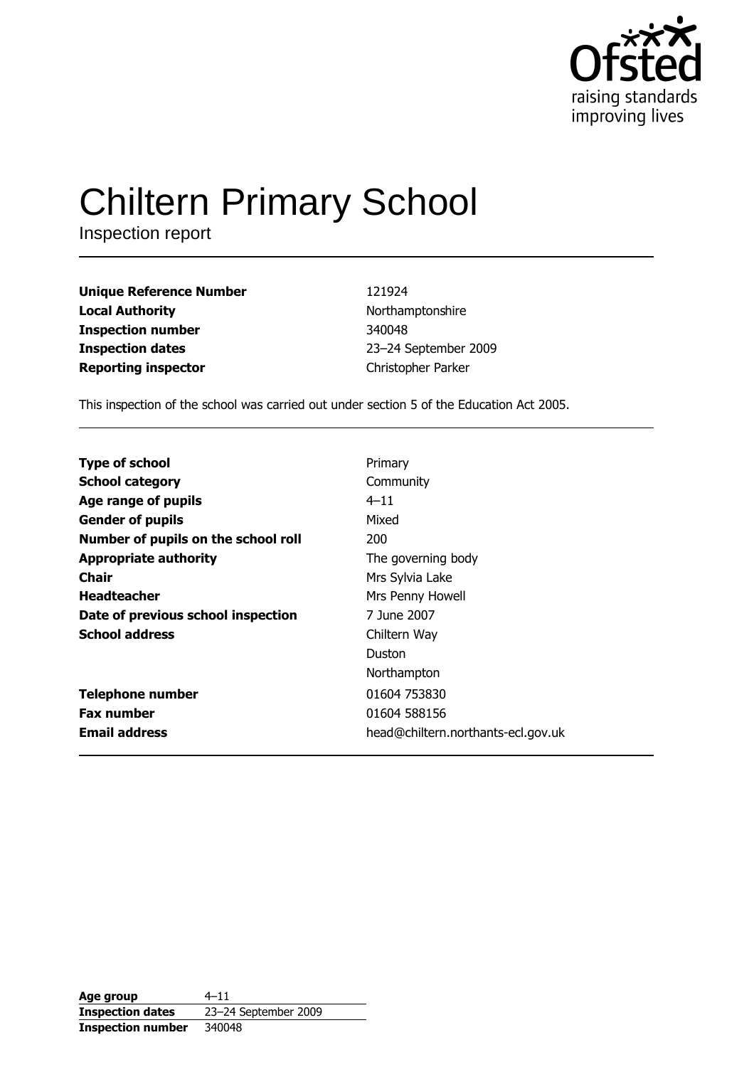# Chiltern Primary School

Inspection report

| | |
|---|---|
| **Unique Reference Number** | 121924 |
| **Local Authority** | Northamptonshire |
| **Inspection number** | 340048 |
| **Inspection dates** | 23–24 September 2009 |
| **Reporting inspector** | Christopher Parker |

This inspection of the school was carried out under section 5 of the Education Act 2005.

| | |
|---|---|
| **Type of school** | Primary |
| **School category** | Community |
| **Age range of pupils** | 4–11 |
| **Gender of pupils** | Mixed |
| **Number of pupils on the school roll** | 200 |
| **Appropriate authority** | The governing body |
| **Chair** | Mrs Sylvia Lake |
| **Headteacher** | Mrs Penny Howell |
| **Date of previous school inspection** | 7 June 2007 |
| **School address** | Chiltern Way<br>Duston<br>Northampton |
| **Telephone number** | 01604 753830 |
| **Fax number** | 01604 588156 |
| **Email address** | head@chiltern.northants-ecl.gov.uk |

| | |
|---|---|
| **Age group** | 4–11 |
| **Inspection dates** | 23–24 September 2009 |
| **Inspection number** | 340048 |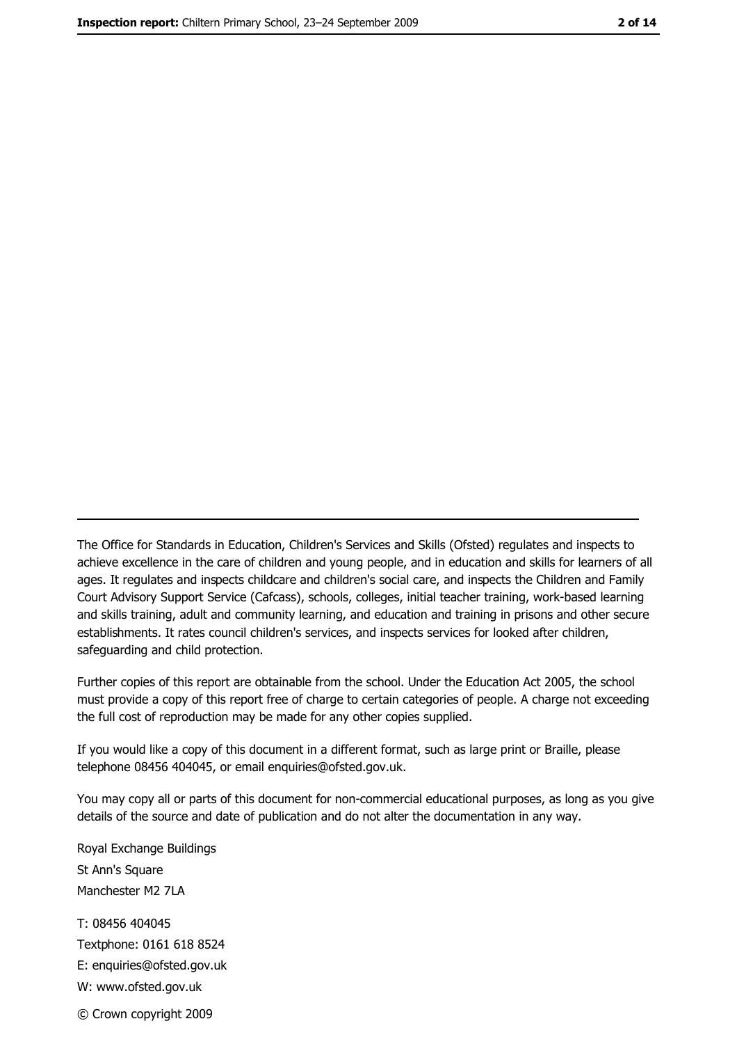The Office for Standards in Education, Children's Services and Skills (Ofsted) regulates and inspects to achieve excellence in the care of children and young people, and in education and skills for learners of all ages. It regulates and inspects childcare and children's social care, and inspects the Children and Family Court Advisory Support Service (Cafcass), schools, colleges, initial teacher training, work-based learning and skills training, adult and community learning, and education and training in prisons and other secure establishments. It rates council children's services, and inspects services for looked after children, safeguarding and child protection.

Further copies of this report are obtainable from the school. Under the Education Act 2005, the school must provide a copy of this report free of charge to certain categories of people. A charge not exceeding the full cost of reproduction may be made for any other copies supplied.

If you would like a copy of this document in a different format, such as large print or Braille, please telephone 08456 404045, or email enquiries@ofsted.gov.uk.

You may copy all or parts of this document for non-commercial educational purposes, as long as you give details of the source and date of publication and do not alter the documentation in any way.

Royal Exchange Buildings
St Ann's Square
Manchester M2 7LA

T: 08456 404045
Textphone: 0161 618 8524
E: enquiries@ofsted.gov.uk
W: www.ofsted.gov.uk

© Crown copyright 2009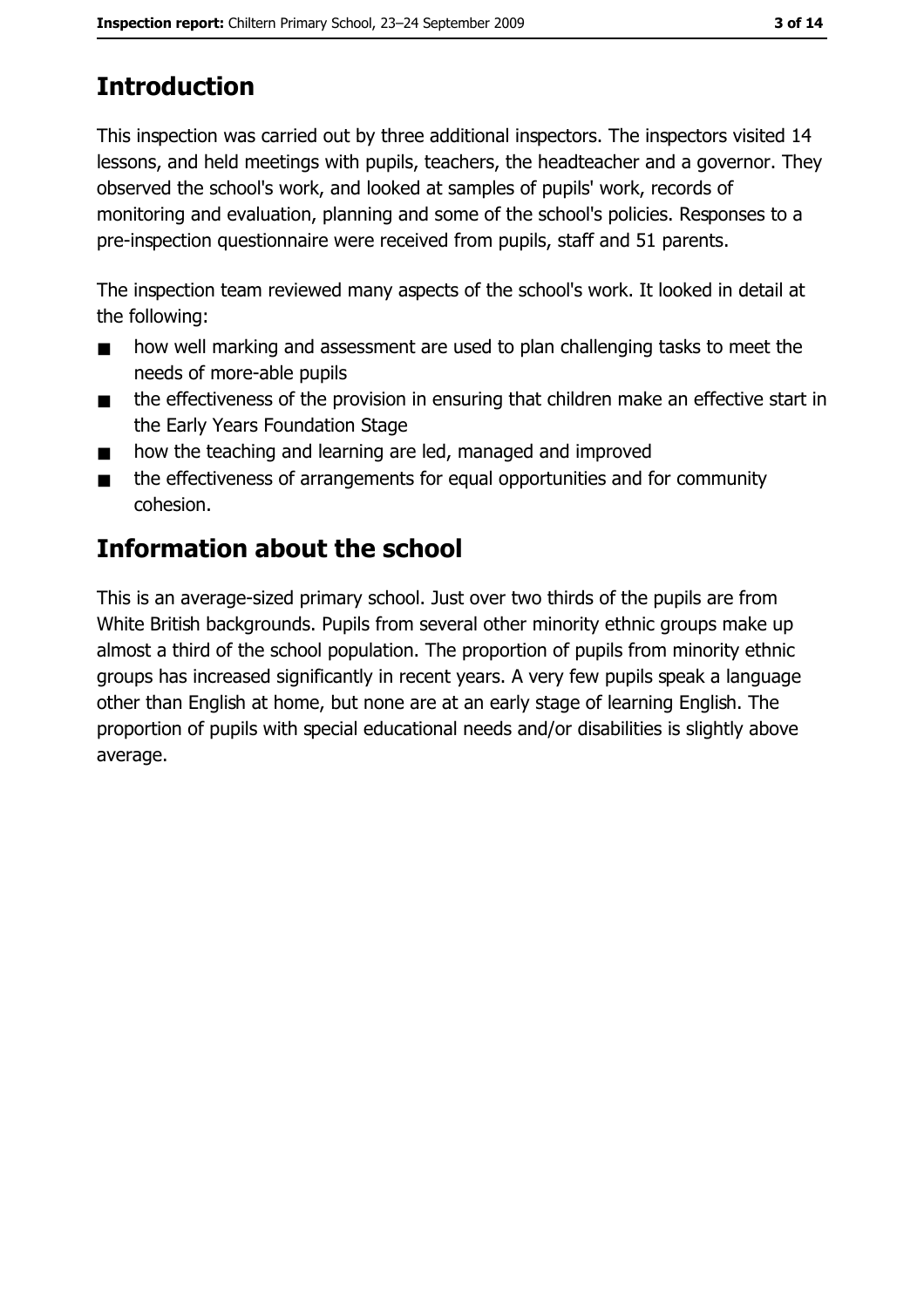# Introduction

This inspection was carried out by three additional inspectors. The inspectors visited 14 lessons, and held meetings with pupils, teachers, the headteacher and a governor. They observed the school's work, and looked at samples of pupils' work, records of monitoring and evaluation, planning and some of the school's policies. Responses to a pre-inspection questionnaire were received from pupils, staff and 51 parents.

The inspection team reviewed many aspects of the school's work. It looked in detail at the following:

- how well marking and assessment are used to plan challenging tasks to meet the needs of more-able pupils
- the effectiveness of the provision in ensuring that children make an effective start in the Early Years Foundation Stage
- how the teaching and learning are led, managed and improved
- the effectiveness of arrangements for equal opportunities and for community cohesion.

# Information about the school

This is an average-sized primary school. Just over two thirds of the pupils are from White British backgrounds. Pupils from several other minority ethnic groups make up almost a third of the school population. The proportion of pupils from minority ethnic groups has increased significantly in recent years. A very few pupils speak a language other than English at home, but none are at an early stage of learning English. The proportion of pupils with special educational needs and/or disabilities is slightly above average.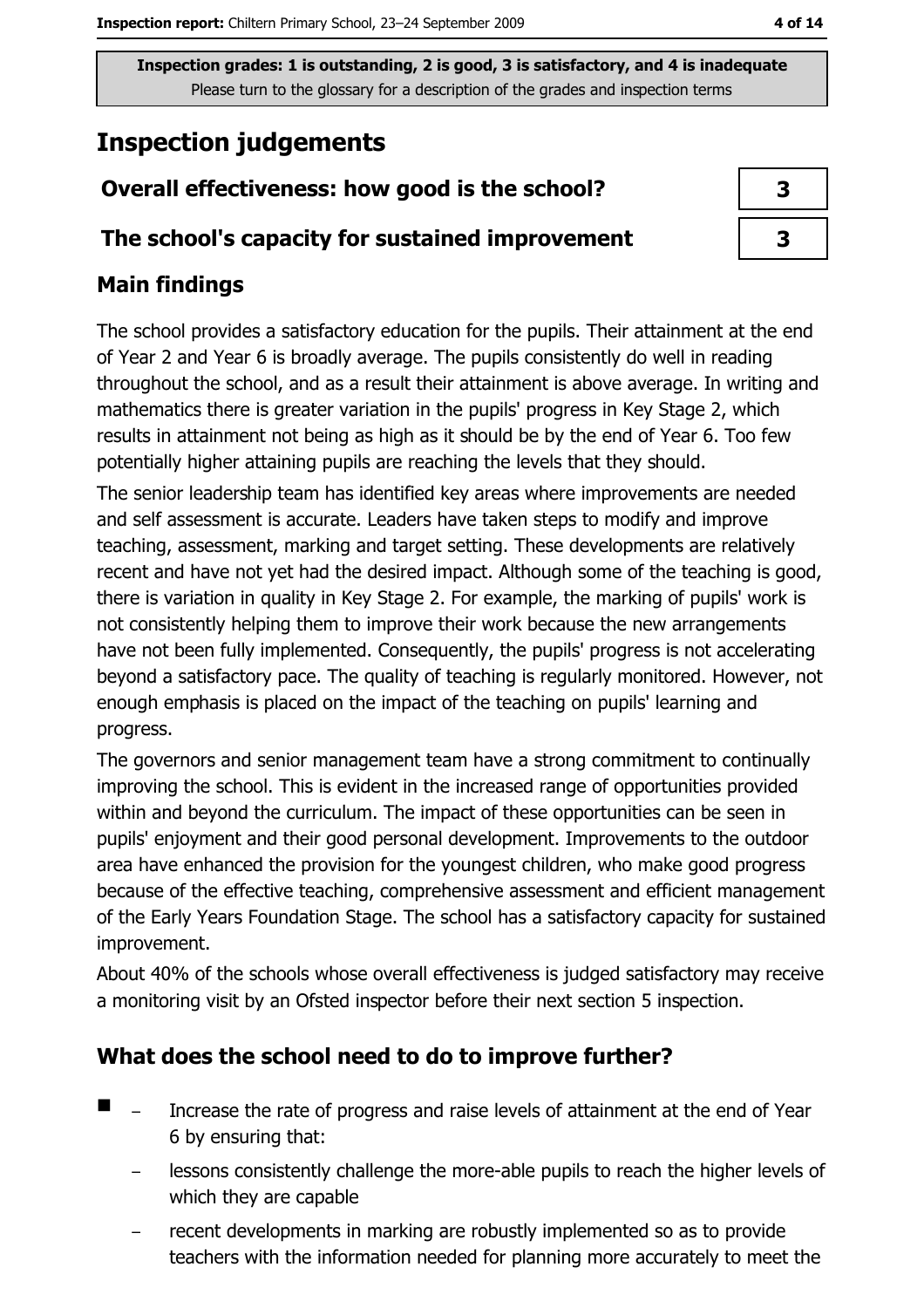**Inspection grades: 1 is outstanding, 2 is good, 3 is satisfactory, and 4 is inadequate**
Please turn to the glossary for a description of the grades and inspection terms

# Inspection judgements

| | |
|---|---|
| **Overall effectiveness: how good is the school?** | **3** |
| **The school's capacity for sustained improvement** | **3** |

## Main findings

The school provides a satisfactory education for the pupils. Their attainment at the end of Year 2 and Year 6 is broadly average. The pupils consistently do well in reading throughout the school, and as a result their attainment is above average. In writing and mathematics there is greater variation in the pupils' progress in Key Stage 2, which results in attainment not being as high as it should be by the end of Year 6. Too few potentially higher attaining pupils are reaching the levels that they should.

The senior leadership team has identified key areas where improvements are needed and self assessment is accurate. Leaders have taken steps to modify and improve teaching, assessment, marking and target setting. These developments are relatively recent and have not yet had the desired impact. Although some of the teaching is good, there is variation in quality in Key Stage 2. For example, the marking of pupils' work is not consistently helping them to improve their work because the new arrangements have not been fully implemented. Consequently, the pupils' progress is not accelerating beyond a satisfactory pace. The quality of teaching is regularly monitored. However, not enough emphasis is placed on the impact of the teaching on pupils' learning and progress.

The governors and senior management team have a strong commitment to continually improving the school. This is evident in the increased range of opportunities provided within and beyond the curriculum. The impact of these opportunities can be seen in pupils' enjoyment and their good personal development. Improvements to the outdoor area have enhanced the provision for the youngest children, who make good progress because of the effective teaching, comprehensive assessment and efficient management of the Early Years Foundation Stage. The school has a satisfactory capacity for sustained improvement.

About 40% of the schools whose overall effectiveness is judged satisfactory may receive a monitoring visit by an Ofsted inspector before their next section 5 inspection.

## What does the school need to do to improve further?

- Increase the rate of progress and raise levels of attainment at the end of Year 6 by ensuring that:
  - lessons consistently challenge the more-able pupils to reach the higher levels of which they are capable
  - recent developments in marking are robustly implemented so as to provide teachers with the information needed for planning more accurately to meet the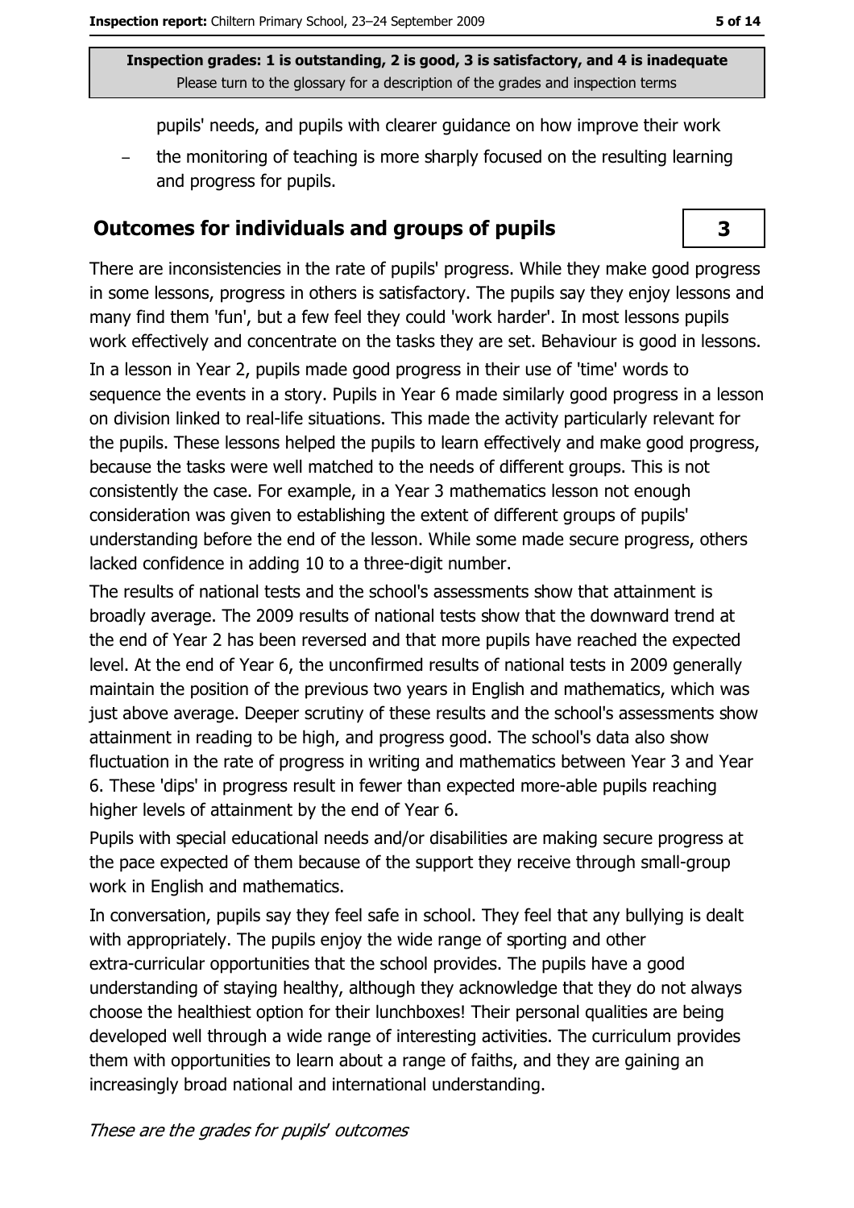pupils' needs, and pupils with clearer guidance on how improve their work

- the monitoring of teaching is more sharply focused on the resulting learning and progress for pupils.

## Outcomes for individuals and groups of pupils

**3**

There are inconsistencies in the rate of pupils' progress. While they make good progress in some lessons, progress in others is satisfactory. The pupils say they enjoy lessons and many find them 'fun', but a few feel they could 'work harder'. In most lessons pupils work effectively and concentrate on the tasks they are set. Behaviour is good in lessons.

In a lesson in Year 2, pupils made good progress in their use of 'time' words to sequence the events in a story. Pupils in Year 6 made similarly good progress in a lesson on division linked to real-life situations. This made the activity particularly relevant for the pupils. These lessons helped the pupils to learn effectively and make good progress, because the tasks were well matched to the needs of different groups. This is not consistently the case. For example, in a Year 3 mathematics lesson not enough consideration was given to establishing the extent of different groups of pupils' understanding before the end of the lesson. While some made secure progress, others lacked confidence in adding 10 to a three-digit number.

The results of national tests and the school's assessments show that attainment is broadly average. The 2009 results of national tests show that the downward trend at the end of Year 2 has been reversed and that more pupils have reached the expected level. At the end of Year 6, the unconfirmed results of national tests in 2009 generally maintain the position of the previous two years in English and mathematics, which was just above average. Deeper scrutiny of these results and the school's assessments show attainment in reading to be high, and progress good. The school's data also show fluctuation in the rate of progress in writing and mathematics between Year 3 and Year 6. These 'dips' in progress result in fewer than expected more-able pupils reaching higher levels of attainment by the end of Year 6.

Pupils with special educational needs and/or disabilities are making secure progress at the pace expected of them because of the support they receive through small-group work in English and mathematics.

In conversation, pupils say they feel safe in school. They feel that any bullying is dealt with appropriately. The pupils enjoy the wide range of sporting and other extra-curricular opportunities that the school provides. The pupils have a good understanding of staying healthy, although they acknowledge that they do not always choose the healthiest option for their lunchboxes! Their personal qualities are being developed well through a wide range of interesting activities. The curriculum provides them with opportunities to learn about a range of faiths, and they are gaining an increasingly broad national and international understanding.

*These are the grades for pupils' outcomes*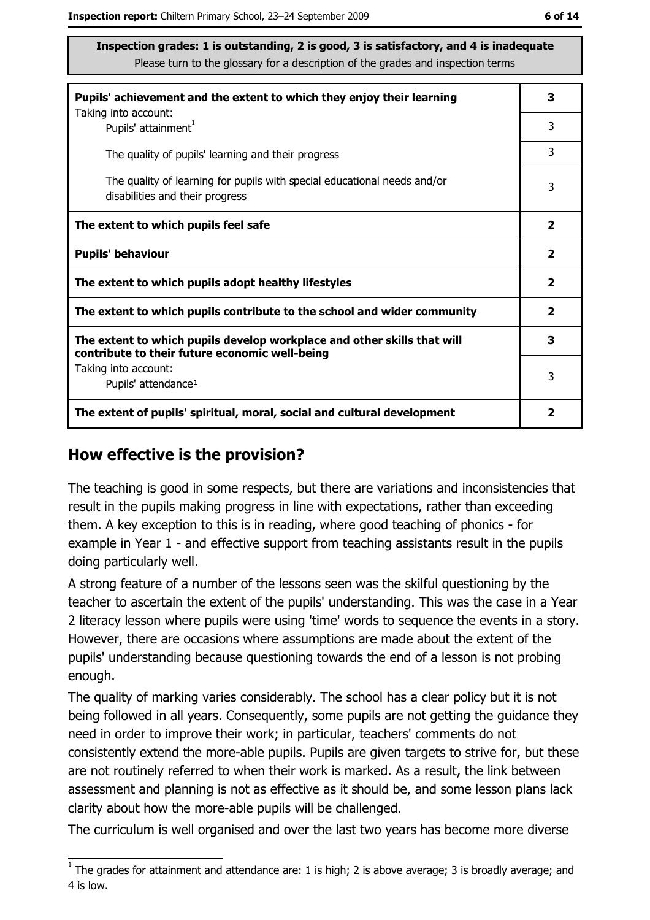**Inspection grades: 1 is outstanding, 2 is good, 3 is satisfactory, and 4 is inadequate**
Please turn to the glossary for a description of the grades and inspection terms

| | |
|---|---|
| **Pupils' achievement and the extent to which they enjoy their learning** | **3** |
| Taking into account: Pupils' attainment[1] | 3 |
| The quality of pupils' learning and their progress | 3 |
| The quality of learning for pupils with special educational needs and/or disabilities and their progress | 3 |
| **The extent to which pupils feel safe** | **2** |
| **Pupils' behaviour** | **2** |
| **The extent to which pupils adopt healthy lifestyles** | **2** |
| **The extent to which pupils contribute to the school and wider community** | **2** |
| **The extent to which pupils develop workplace and other skills that will contribute to their future economic well-being** | **3** |
| Taking into account: Pupils' attendance[1] | 3 |
| **The extent of pupils' spiritual, moral, social and cultural development** | **2** |

## How effective is the provision?

The teaching is good in some respects, but there are variations and inconsistencies that result in the pupils making progress in line with expectations, rather than exceeding them. A key exception to this is in reading, where good teaching of phonics - for example in Year 1 - and effective support from teaching assistants result in the pupils doing particularly well.

A strong feature of a number of the lessons seen was the skilful questioning by the teacher to ascertain the extent of the pupils' understanding. This was the case in a Year 2 literacy lesson where pupils were using 'time' words to sequence the events in a story. However, there are occasions where assumptions are made about the extent of the pupils' understanding because questioning towards the end of a lesson is not probing enough.

The quality of marking varies considerably. The school has a clear policy but it is not being followed in all years. Consequently, some pupils are not getting the guidance they need in order to improve their work; in particular, teachers' comments do not consistently extend the more-able pupils. Pupils are given targets to strive for, but these are not routinely referred to when their work is marked. As a result, the link between assessment and planning is not as effective as it should be, and some lesson plans lack clarity about how the more-able pupils will be challenged.

The curriculum is well organised and over the last two years has become more diverse

[1] The grades for attainment and attendance are: 1 is high; 2 is above average; 3 is broadly average; and 4 is low.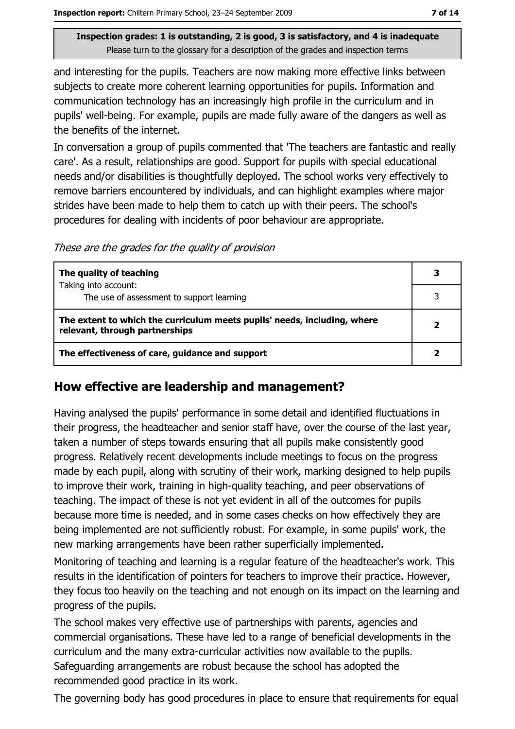Inspection grades: 1 is outstanding, 2 is good, 3 is satisfactory, and 4 is inadequate
Please turn to the glossary for a description of the grades and inspection terms

and interesting for the pupils. Teachers are now making more effective links between subjects to create more coherent learning opportunities for pupils. Information and communication technology has an increasingly high profile in the curriculum and in pupils' well-being. For example, pupils are made fully aware of the dangers as well as the benefits of the internet.

In conversation a group of pupils commented that 'The teachers are fantastic and really care'. As a result, relationships are good. Support for pupils with special educational needs and/or disabilities is thoughtfully deployed. The school works very effectively to remove barriers encountered by individuals, and can highlight examples where major strides have been made to help them to catch up with their peers. The school's procedures for dealing with incidents of poor behaviour are appropriate.

*These are the grades for the quality of provision*

| | |
|---|---|
| **The quality of teaching** | **3** |
| Taking into account: The use of assessment to support learning | 3 |
| **The extent to which the curriculum meets pupils' needs, including, where relevant, through partnerships** | **2** |
| **The effectiveness of care, guidance and support** | **2** |

## How effective are leadership and management?

Having analysed the pupils' performance in some detail and identified fluctuations in their progress, the headteacher and senior staff have, over the course of the last year, taken a number of steps towards ensuring that all pupils make consistently good progress. Relatively recent developments include meetings to focus on the progress made by each pupil, along with scrutiny of their work, marking designed to help pupils to improve their work, training in high-quality teaching, and peer observations of teaching. The impact of these is not yet evident in all of the outcomes for pupils because more time is needed, and in some cases checks on how effectively they are being implemented are not sufficiently robust. For example, in some pupils' work, the new marking arrangements have been rather superficially implemented.

Monitoring of teaching and learning is a regular feature of the headteacher's work. This results in the identification of pointers for teachers to improve their practice. However, they focus too heavily on the teaching and not enough on its impact on the learning and progress of the pupils.

The school makes very effective use of partnerships with parents, agencies and commercial organisations. These have led to a range of beneficial developments in the curriculum and the many extra-curricular activities now available to the pupils. Safeguarding arrangements are robust because the school has adopted the recommended good practice in its work.

The governing body has good procedures in place to ensure that requirements for equal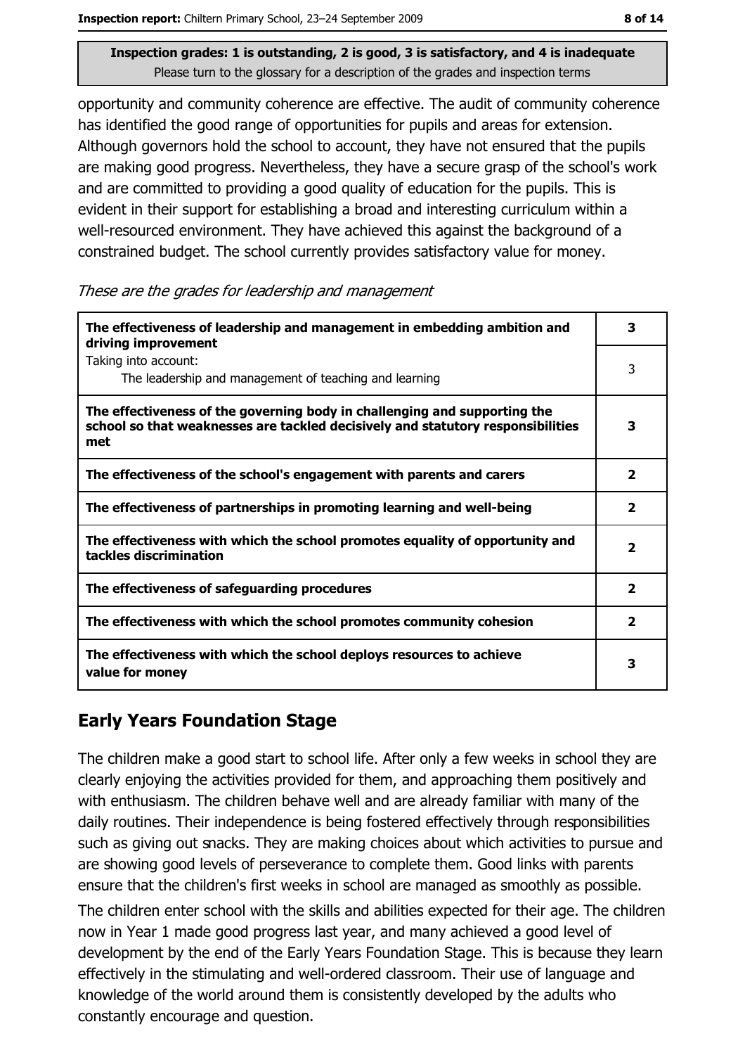opportunity and community coherence are effective. The audit of community coherence has identified the good range of opportunities for pupils and areas for extension. Although governors hold the school to account, they have not ensured that the pupils are making good progress. Nevertheless, they have a secure grasp of the school's work and are committed to providing a good quality of education for the pupils. This is evident in their support for establishing a broad and interesting curriculum within a well-resourced environment. They have achieved this against the background of a constrained budget. The school currently provides satisfactory value for money.

*These are the grades for leadership and management*

| | |
|---|---|
| **The effectiveness of leadership and management in embedding ambition and driving improvement** | **3** |
| Taking into account: The leadership and management of teaching and learning | 3 |
| **The effectiveness of the governing body in challenging and supporting the school so that weaknesses are tackled decisively and statutory responsibilities met** | **3** |
| **The effectiveness of the school's engagement with parents and carers** | **2** |
| **The effectiveness of partnerships in promoting learning and well-being** | **2** |
| **The effectiveness with which the school promotes equality of opportunity and tackles discrimination** | **2** |
| **The effectiveness of safeguarding procedures** | **2** |
| **The effectiveness with which the school promotes community cohesion** | **2** |
| **The effectiveness with which the school deploys resources to achieve value for money** | **3** |

## Early Years Foundation Stage

The children make a good start to school life. After only a few weeks in school they are clearly enjoying the activities provided for them, and approaching them positively and with enthusiasm. The children behave well and are already familiar with many of the daily routines. Their independence is being fostered effectively through responsibilities such as giving out snacks. They are making choices about which activities to pursue and are showing good levels of perseverance to complete them. Good links with parents ensure that the children's first weeks in school are managed as smoothly as possible.

The children enter school with the skills and abilities expected for their age. The children now in Year 1 made good progress last year, and many achieved a good level of development by the end of the Early Years Foundation Stage. This is because they learn effectively in the stimulating and well-ordered classroom. Their use of language and knowledge of the world around them is consistently developed by the adults who constantly encourage and question.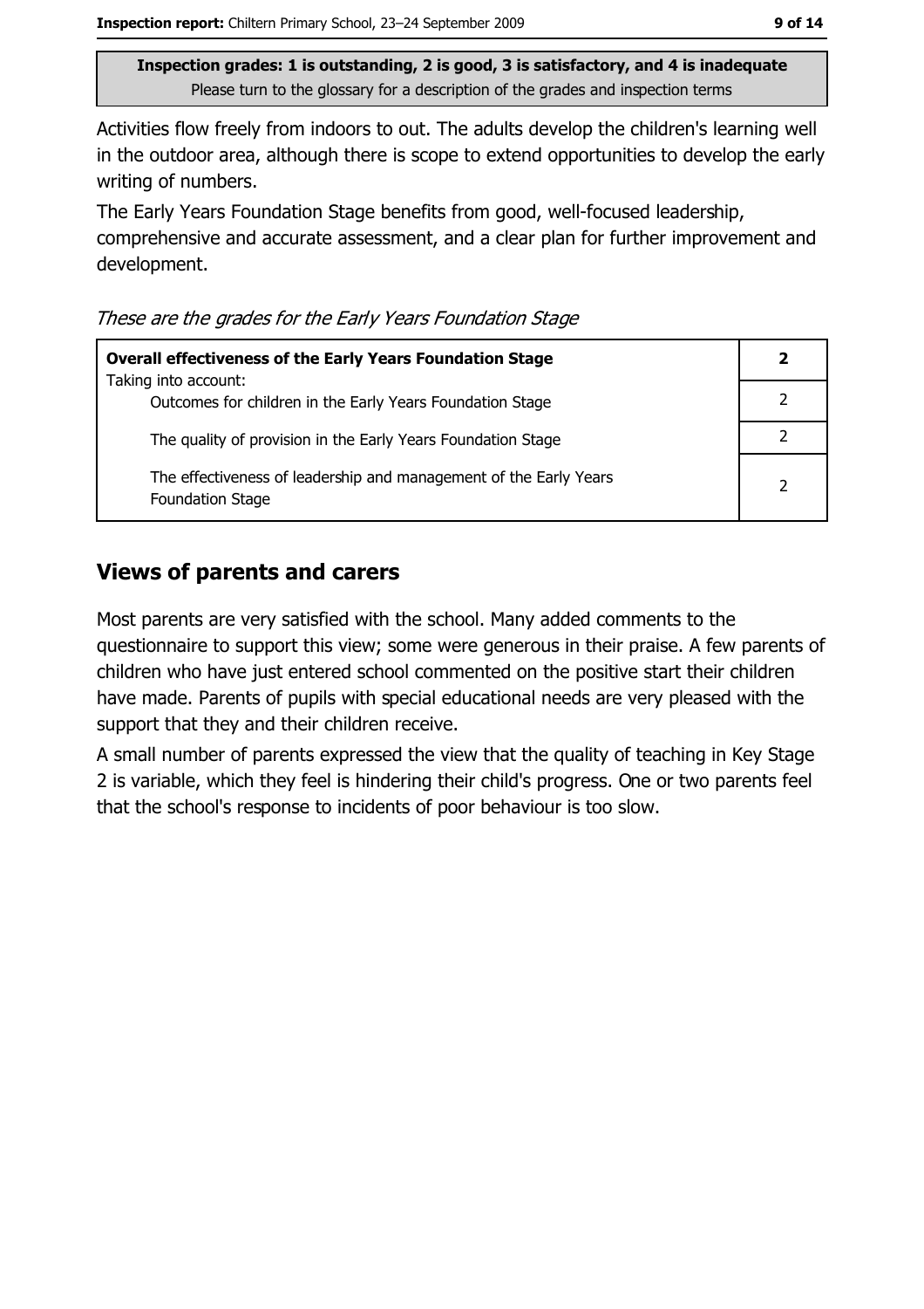Inspection grades: 1 is outstanding, 2 is good, 3 is satisfactory, and 4 is inadequate
Please turn to the glossary for a description of the grades and inspection terms

Activities flow freely from indoors to out. The adults develop the children's learning well in the outdoor area, although there is scope to extend opportunities to develop the early writing of numbers.

The Early Years Foundation Stage benefits from good, well-focused leadership, comprehensive and accurate assessment, and a clear plan for further improvement and development.

*These are the grades for the Early Years Foundation Stage*

| **Overall effectiveness of the Early Years Foundation Stage** Taking into account: | **2** |
|---|---|
| Outcomes for children in the Early Years Foundation Stage | 2 |
| The quality of provision in the Early Years Foundation Stage | 2 |
| The effectiveness of leadership and management of the Early Years Foundation Stage | 2 |

## Views of parents and carers

Most parents are very satisfied with the school. Many added comments to the questionnaire to support this view; some were generous in their praise. A few parents of children who have just entered school commented on the positive start their children have made. Parents of pupils with special educational needs are very pleased with the support that they and their children receive.

A small number of parents expressed the view that the quality of teaching in Key Stage 2 is variable, which they feel is hindering their child's progress. One or two parents feel that the school's response to incidents of poor behaviour is too slow.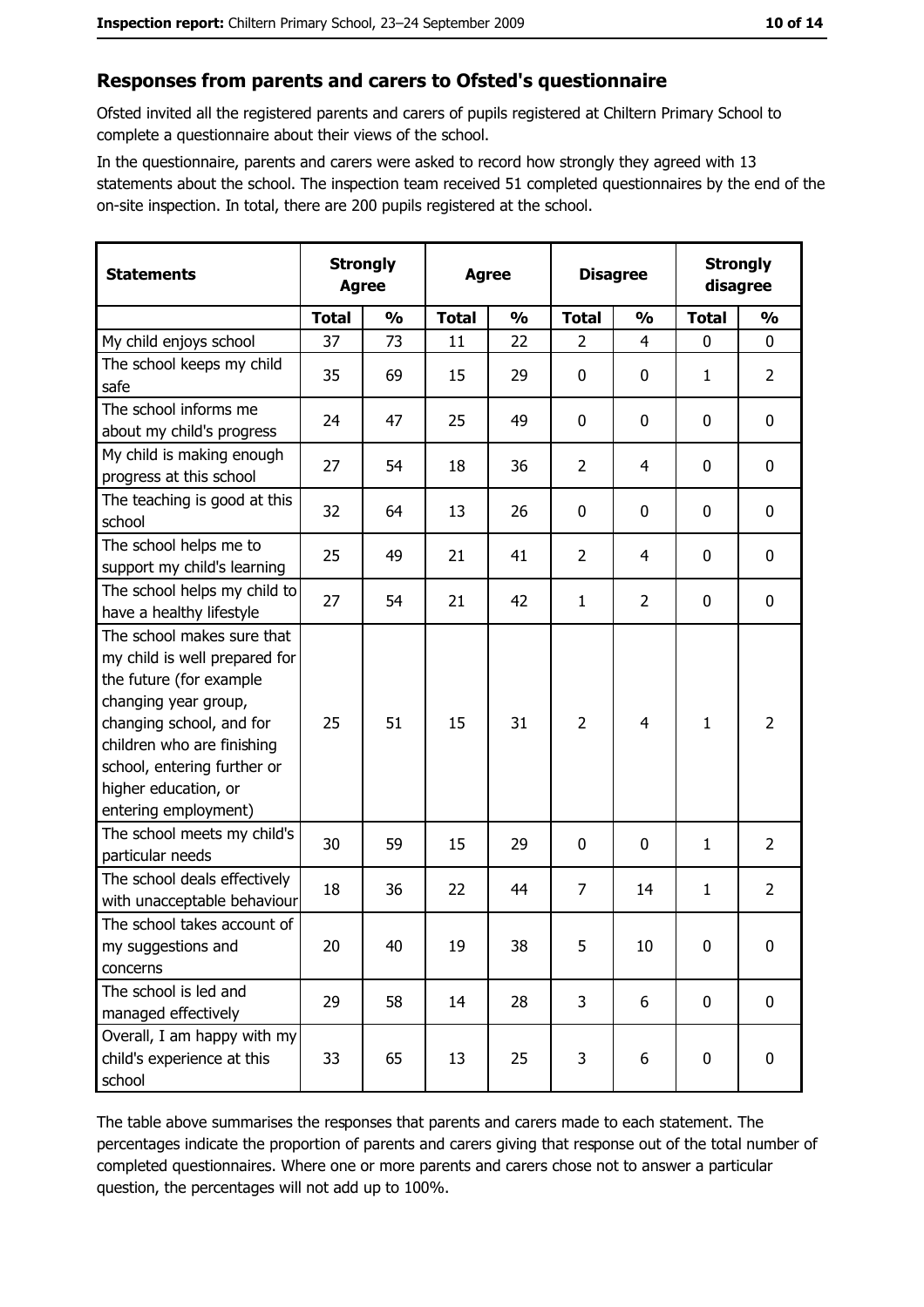## Responses from parents and carers to Ofsted's questionnaire

Ofsted invited all the registered parents and carers of pupils registered at Chiltern Primary School to complete a questionnaire about their views of the school.

In the questionnaire, parents and carers were asked to record how strongly they agreed with 13 statements about the school. The inspection team received 51 completed questionnaires by the end of the on-site inspection. In total, there are 200 pupils registered at the school.

| Statements | Strongly Agree | | Agree | | Disagree | | Strongly disagree | |
|---|---|---|---|---|---|---|---|---|
| | **Total** | **%** | **Total** | **%** | **Total** | **%** | **Total** | **%** |
| My child enjoys school | 37 | 73 | 11 | 22 | 2 | 4 | 0 | 0 |
| The school keeps my child safe | 35 | 69 | 15 | 29 | 0 | 0 | 1 | 2 |
| The school informs me about my child's progress | 24 | 47 | 25 | 49 | 0 | 0 | 0 | 0 |
| My child is making enough progress at this school | 27 | 54 | 18 | 36 | 2 | 4 | 0 | 0 |
| The teaching is good at this school | 32 | 64 | 13 | 26 | 0 | 0 | 0 | 0 |
| The school helps me to support my child's learning | 25 | 49 | 21 | 41 | 2 | 4 | 0 | 0 |
| The school helps my child to have a healthy lifestyle | 27 | 54 | 21 | 42 | 1 | 2 | 0 | 0 |
| The school makes sure that my child is well prepared for the future (for example changing year group, changing school, and for children who are finishing school, entering further or higher education, or entering employment) | 25 | 51 | 15 | 31 | 2 | 4 | 1 | 2 |
| The school meets my child's particular needs | 30 | 59 | 15 | 29 | 0 | 0 | 1 | 2 |
| The school deals effectively with unacceptable behaviour | 18 | 36 | 22 | 44 | 7 | 14 | 1 | 2 |
| The school takes account of my suggestions and concerns | 20 | 40 | 19 | 38 | 5 | 10 | 0 | 0 |
| The school is led and managed effectively | 29 | 58 | 14 | 28 | 3 | 6 | 0 | 0 |
| Overall, I am happy with my child's experience at this school | 33 | 65 | 13 | 25 | 3 | 6 | 0 | 0 |

The table above summarises the responses that parents and carers made to each statement. The percentages indicate the proportion of parents and carers giving that response out of the total number of completed questionnaires. Where one or more parents and carers chose not to answer a particular question, the percentages will not add up to 100%.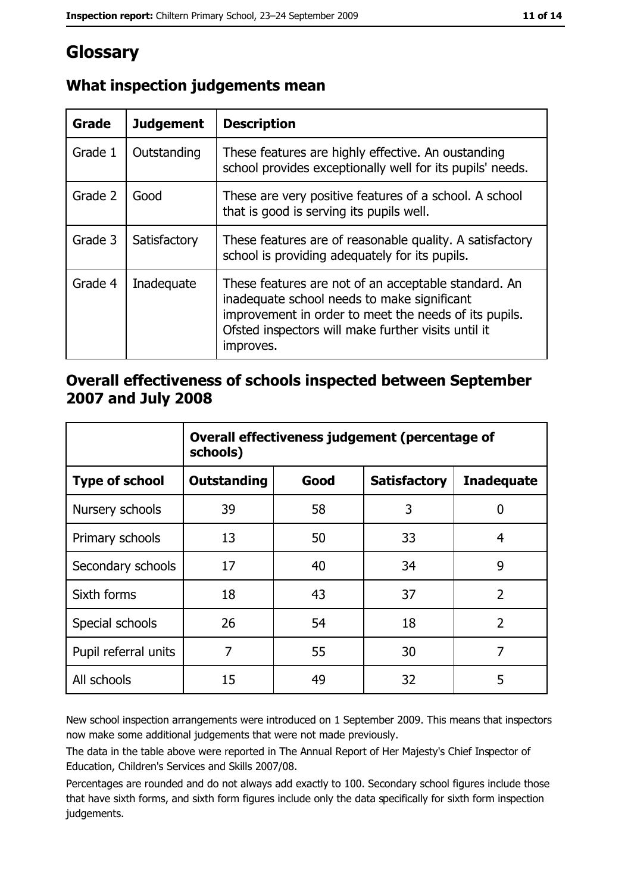# Glossary

## What inspection judgements mean

| Grade | Judgement | Description |
| --- | --- | --- |
| Grade 1 | Outstanding | These features are highly effective. An oustanding school provides exceptionally well for its pupils' needs. |
| Grade 2 | Good | These are very positive features of a school. A school that is good is serving its pupils well. |
| Grade 3 | Satisfactory | These features are of reasonable quality. A satisfactory school is providing adequately for its pupils. |
| Grade 4 | Inadequate | These features are not of an acceptable standard. An inadequate school needs to make significant improvement in order to meet the needs of its pupils. Ofsted inspectors will make further visits until it improves. |

## Overall effectiveness of schools inspected between September 2007 and July 2008

| | Overall effectiveness judgement (percentage of schools) | | | |
| --- | --- | --- | --- | --- |
| **Type of school** | **Outstanding** | **Good** | **Satisfactory** | **Inadequate** |
| Nursery schools | 39 | 58 | 3 | 0 |
| Primary schools | 13 | 50 | 33 | 4 |
| Secondary schools | 17 | 40 | 34 | 9 |
| Sixth forms | 18 | 43 | 37 | 2 |
| Special schools | 26 | 54 | 18 | 2 |
| Pupil referral units | 7 | 55 | 30 | 7 |
| All schools | 15 | 49 | 32 | 5 |

New school inspection arrangements were introduced on 1 September 2009. This means that inspectors now make some additional judgements that were not made previously.

The data in the table above were reported in The Annual Report of Her Majesty's Chief Inspector of Education, Children's Services and Skills 2007/08.

Percentages are rounded and do not always add exactly to 100. Secondary school figures include those that have sixth forms, and sixth form figures include only the data specifically for sixth form inspection judgements.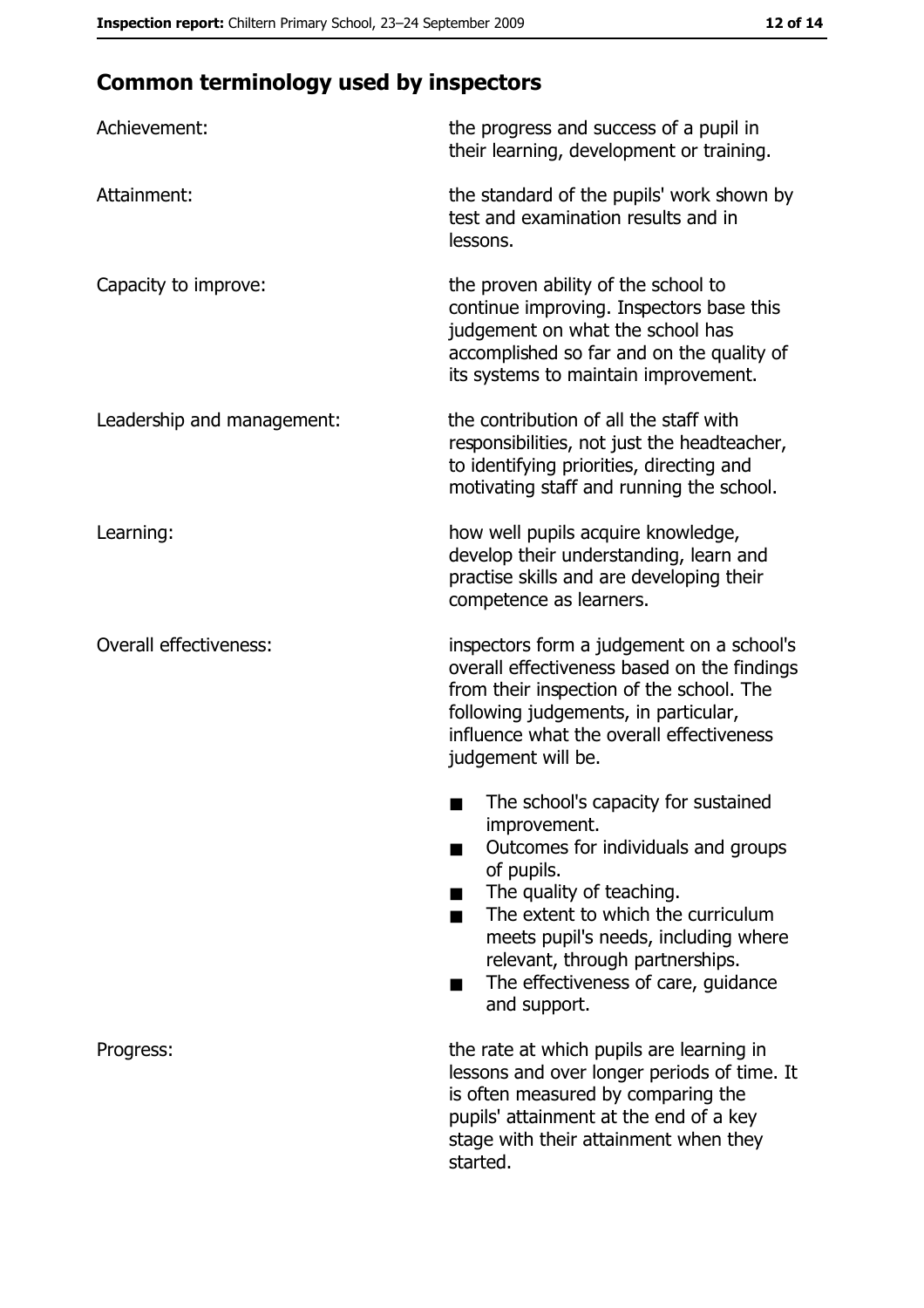## Common terminology used by inspectors

| | |
|---|---|
| Achievement: | the progress and success of a pupil in their learning, development or training. |
| Attainment: | the standard of the pupils' work shown by test and examination results and in lessons. |
| Capacity to improve: | the proven ability of the school to continue improving. Inspectors base this judgement on what the school has accomplished so far and on the quality of its systems to maintain improvement. |
| Leadership and management: | the contribution of all the staff with responsibilities, not just the headteacher, to identifying priorities, directing and motivating staff and running the school. |
| Learning: | how well pupils acquire knowledge, develop their understanding, learn and practise skills and are developing their competence as learners. |
| Overall effectiveness: | inspectors form a judgement on a school's overall effectiveness based on the findings from their inspection of the school. The following judgements, in particular, influence what the overall effectiveness judgement will be.<br>■ The school's capacity for sustained improvement.<br>■ Outcomes for individuals and groups of pupils.<br>■ The quality of teaching.<br>■ The extent to which the curriculum meets pupil's needs, including where relevant, through partnerships.<br>■ The effectiveness of care, guidance and support. |
| Progress: | the rate at which pupils are learning in lessons and over longer periods of time. It is often measured by comparing the pupils' attainment at the end of a key stage with their attainment when they started. |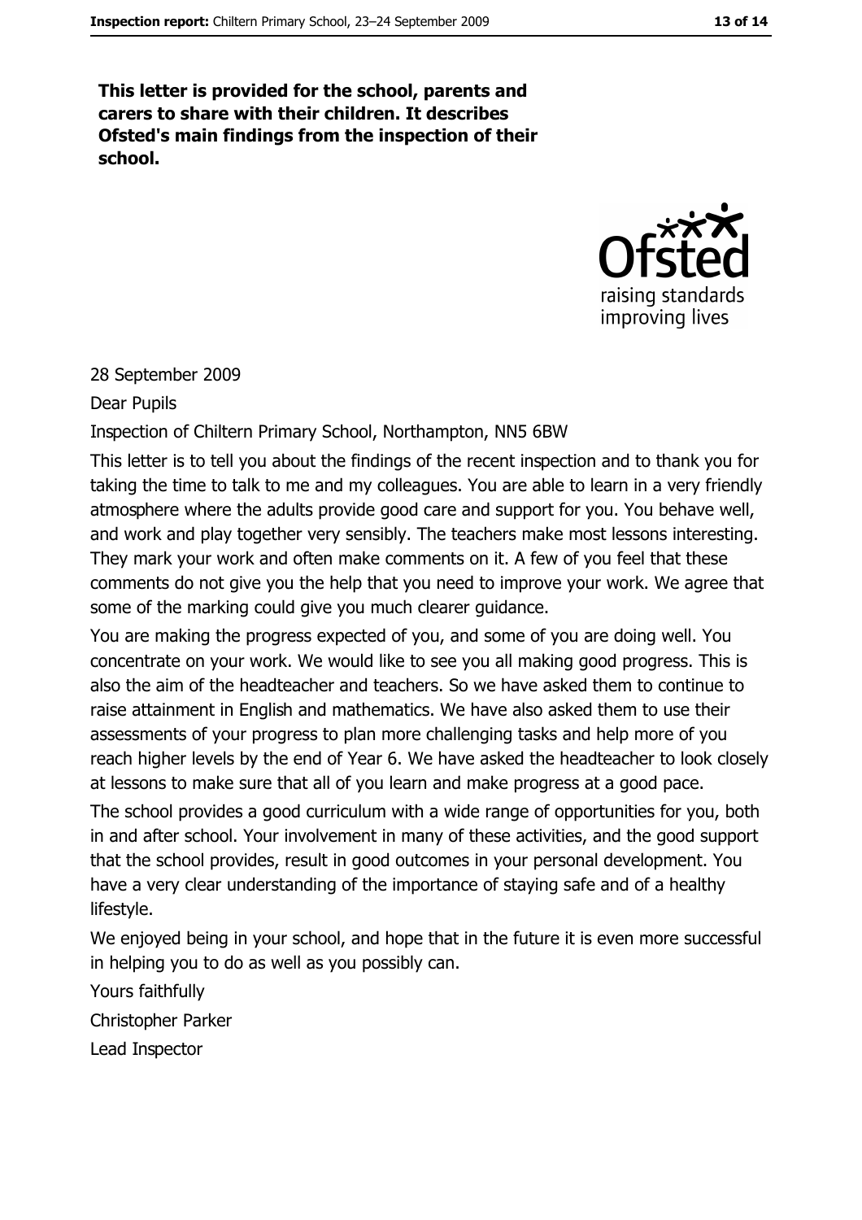**This letter is provided for the school, parents and carers to share with their children. It describes Ofsted's main findings from the inspection of their school.**

28 September 2009

Dear Pupils

Inspection of Chiltern Primary School, Northampton, NN5 6BW

This letter is to tell you about the findings of the recent inspection and to thank you for taking the time to talk to me and my colleagues. You are able to learn in a very friendly atmosphere where the adults provide good care and support for you. You behave well, and work and play together very sensibly. The teachers make most lessons interesting. They mark your work and often make comments on it. A few of you feel that these comments do not give you the help that you need to improve your work. We agree that some of the marking could give you much clearer guidance.

You are making the progress expected of you, and some of you are doing well. You concentrate on your work. We would like to see you all making good progress. This is also the aim of the headteacher and teachers. So we have asked them to continue to raise attainment in English and mathematics. We have also asked them to use their assessments of your progress to plan more challenging tasks and help more of you reach higher levels by the end of Year 6. We have asked the headteacher to look closely at lessons to make sure that all of you learn and make progress at a good pace.

The school provides a good curriculum with a wide range of opportunities for you, both in and after school. Your involvement in many of these activities, and the good support that the school provides, result in good outcomes in your personal development. You have a very clear understanding of the importance of staying safe and of a healthy lifestyle.

We enjoyed being in your school, and hope that in the future it is even more successful in helping you to do as well as you possibly can.

Yours faithfully

Christopher Parker

Lead Inspector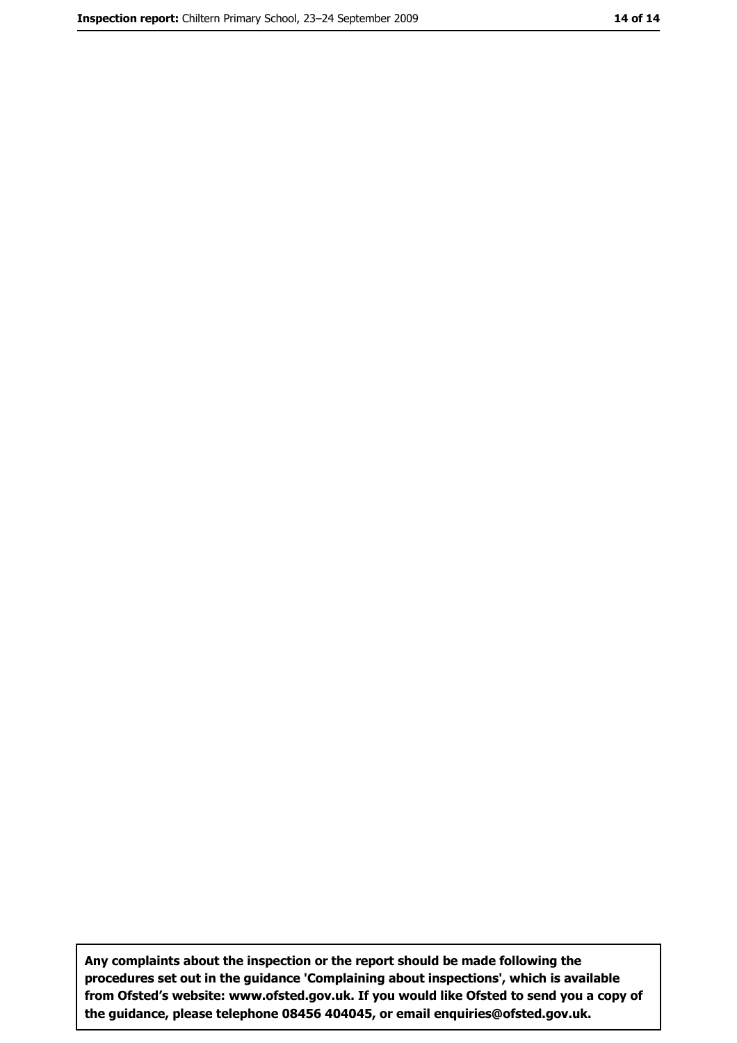**Any complaints about the inspection or the report should be made following the procedures set out in the guidance 'Complaining about inspections', which is available from Ofsted's website: www.ofsted.gov.uk. If you would like Ofsted to send you a copy of the guidance, please telephone 08456 404045, or email enquiries@ofsted.gov.uk.**